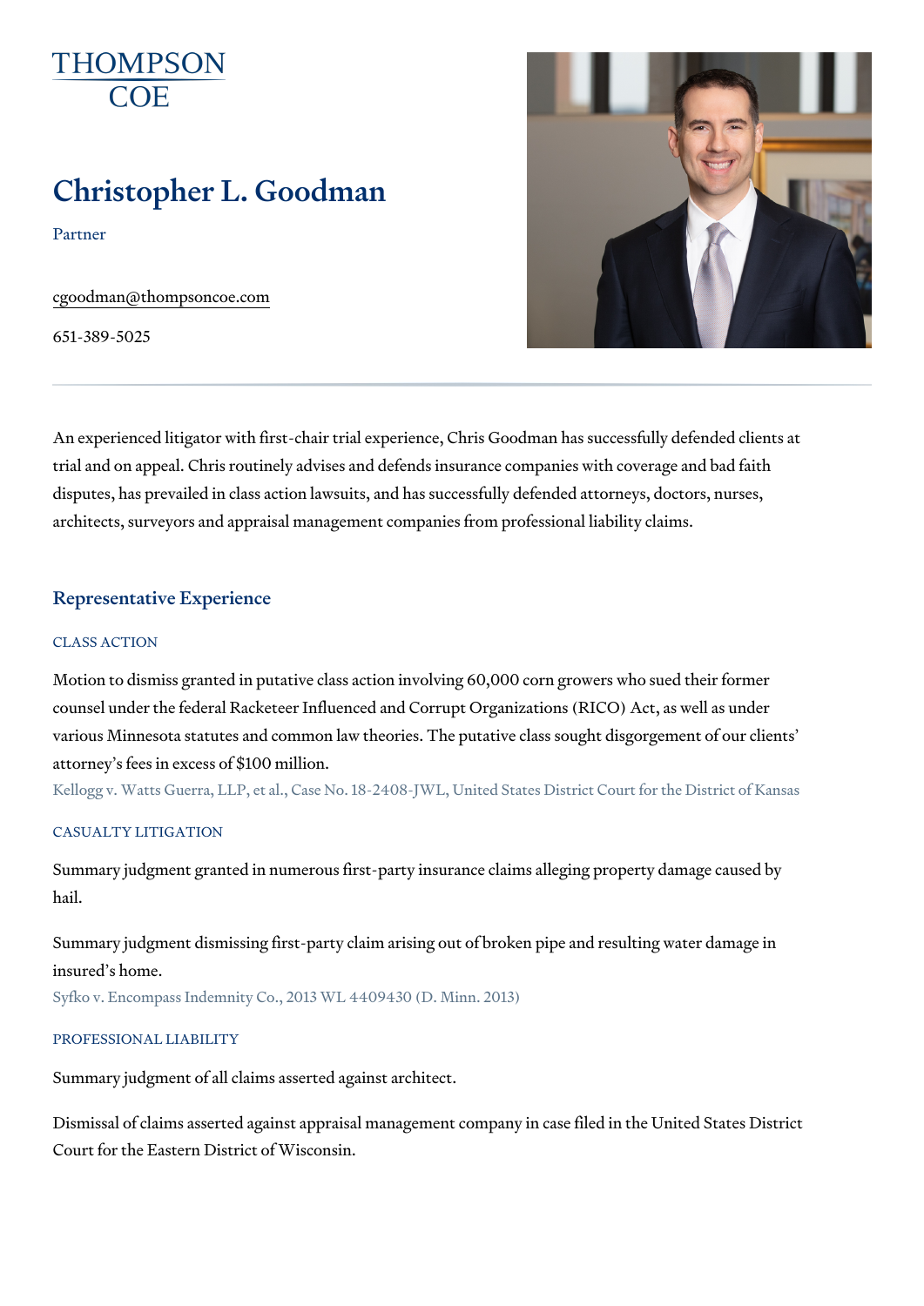THOMPSON COE

# Christopher L. Goodman

Partner

cgoodman@thompsoncoe.com

651-389-5025

An experienced litigator with first-chair trial experience, Chris Goodman has successfully defended clients at trial and on appeal. Chris routinely advises and defends insurance companies with coverage and bad faith disputes, has prevailed in class action lawsuits, and has successfully defended attorneys, doctors, nurses, architects, surveyors and appraisal management companies from professional liability claims.

## Representative Experience

### CLASS ACTION

Motion to dismiss granted in putative class action involving 60,000 corn growers who sued their former counsel under the federal Racketeer Influenced and Corrupt Organizations (RICO) Act, as well as under various Minnesota statutes and common law theories. The putative class sought disgorgement of our clients' attorney's fees in excess of $100 million.

Kellogg v. Watts Guerra, LLP, et al., Case No. 18-2408-JWL, United States District Court for the District of Kansas

### CASUALTY LITIGATION

Summary judgment granted in numerous first-party insurance claims alleging property damage caused by hail.

Summary judgment dismissing first-party claim arising out of broken pipe and resulting water damage in insured's home.

Syfko v. Encompass Indemnity Co., 2013 WL 4409430 (D. Minn. 2013)

### PROFESSIONAL LIABILITY

Summary judgment of all claims asserted against architect.

Dismissal of claims asserted against appraisal management company in case filed in the United States District Court for the Eastern District of Wisconsin.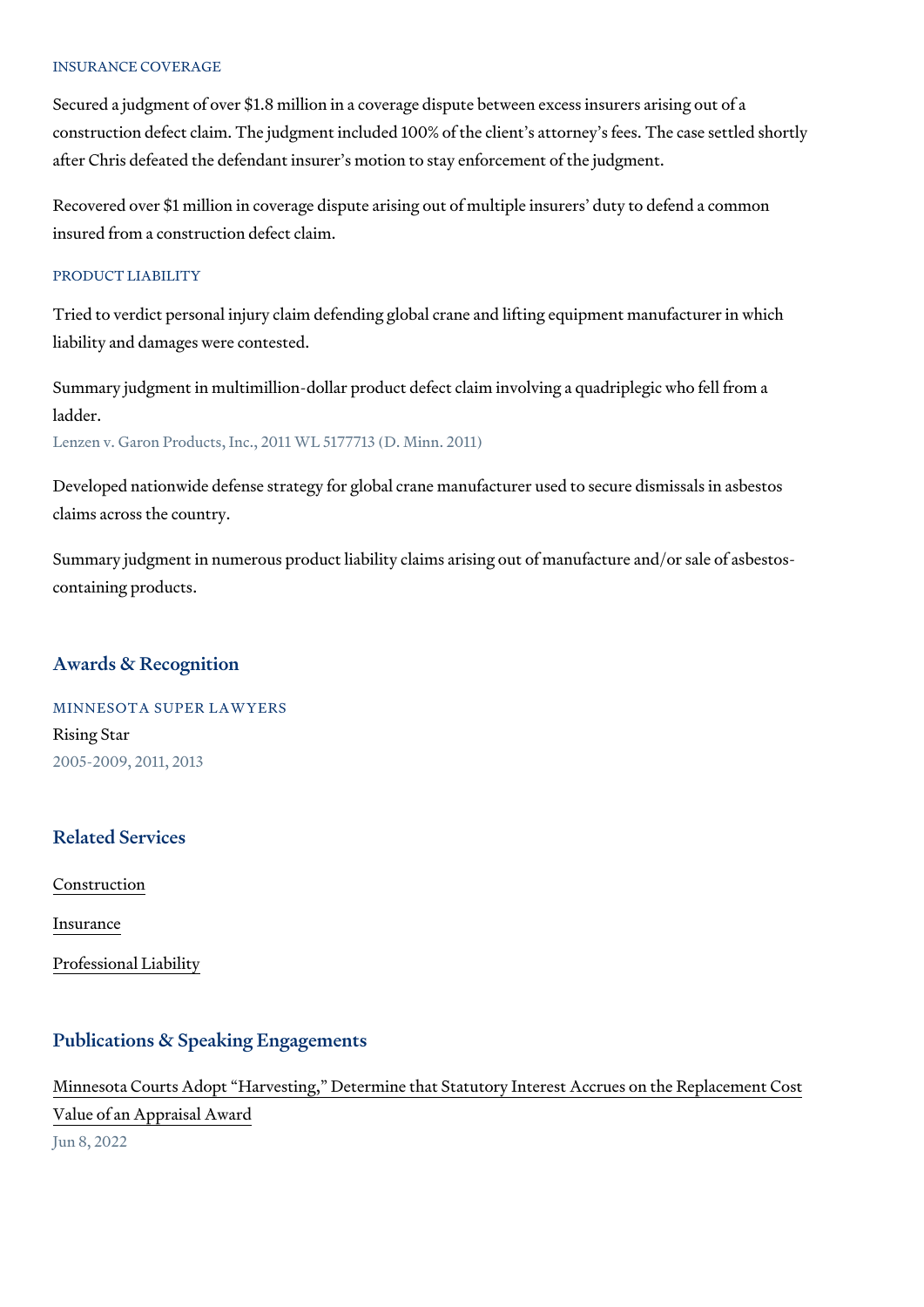### INSURANCE COVERAGE

Secured a judgment of over $1.8 million in a coverage dispute between excess insurers arising out of a construction defect claim. The judgment included 100% of the client's attorney's fees. The case settled shortly after Chris defeated the defendant insurer's motion to stay enforcement of the judgment.

Recovered over $1 million in coverage dispute arising out of multiple insurers' duty to defend a common insured from a construction defect claim.

### PRODUCT LIABILITY

Tried to verdict personal injury claim defending global crane and lifting equipment manufacturer in which liability and damages were contested.

Summary judgment in multimillion-dollar product defect claim involving a quadriplegic who fell from a ladder.
Lenzen v. Garon Products, Inc., 2011 WL 5177713 (D. Minn. 2011)

Developed nationwide defense strategy for global crane manufacturer used to secure dismissals in asbestos claims across the country.

Summary judgment in numerous product liability claims arising out of manufacture and/or sale of asbestos-containing products.

## Awards & Recognition

### MINNESOTA SUPER LAWYERS

Rising Star
2005-2009, 2011, 2013

## Related Services

Construction

Insurance

Professional Liability

## Publications & Speaking Engagements

Minnesota Courts Adopt "Harvesting," Determine that Statutory Interest Accrues on the Replacement Cost Value of an Appraisal Award
Jun 8, 2022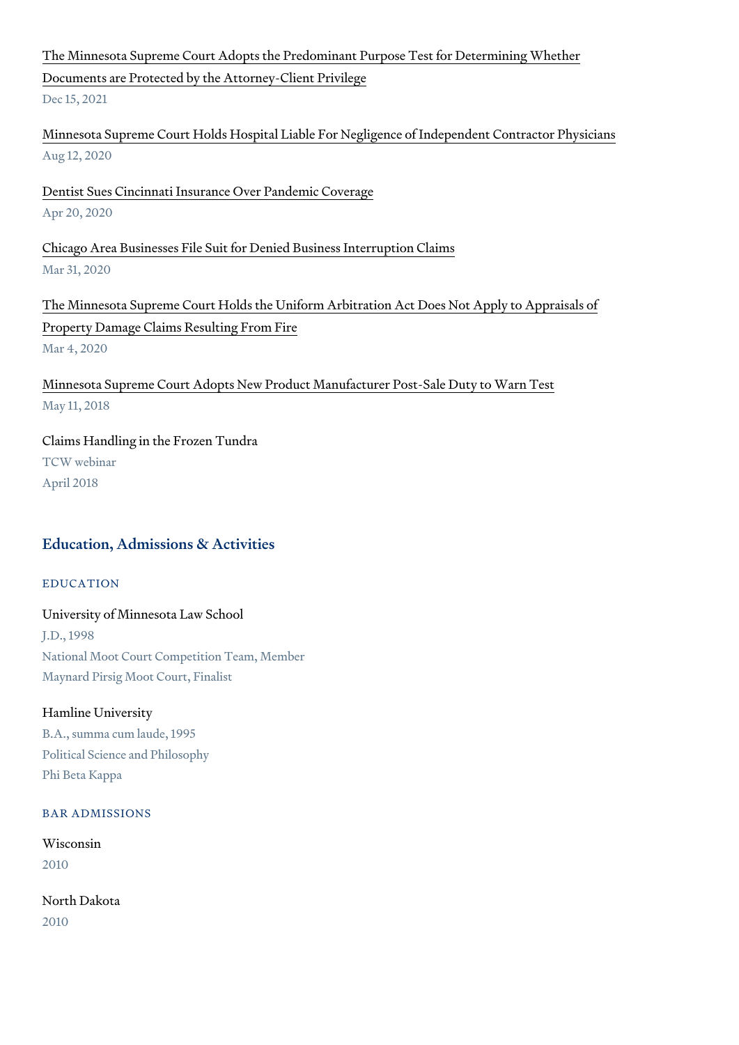The Minnesota Supreme Court Adopts the Predominant Purpose Test for Determining Whether Documents are Protected by the Attorney-Client Privilege
Dec 15, 2021

Minnesota Supreme Court Holds Hospital Liable For Negligence of Independent Contractor Physicians
Aug 12, 2020

Dentist Sues Cincinnati Insurance Over Pandemic Coverage
Apr 20, 2020

Chicago Area Businesses File Suit for Denied Business Interruption Claims
Mar 31, 2020

The Minnesota Supreme Court Holds the Uniform Arbitration Act Does Not Apply to Appraisals of Property Damage Claims Resulting From Fire
Mar 4, 2020

Minnesota Supreme Court Adopts New Product Manufacturer Post-Sale Duty to Warn Test
May 11, 2018

Claims Handling in the Frozen Tundra
TCW webinar
April 2018

## Education, Admissions & Activities

### EDUCATION

University of Minnesota Law School
J.D., 1998
National Moot Court Competition Team, Member
Maynard Pirsig Moot Court, Finalist

Hamline University
B.A., summa cum laude, 1995
Political Science and Philosophy
Phi Beta Kappa

### BAR ADMISSIONS

Wisconsin
2010

North Dakota
2010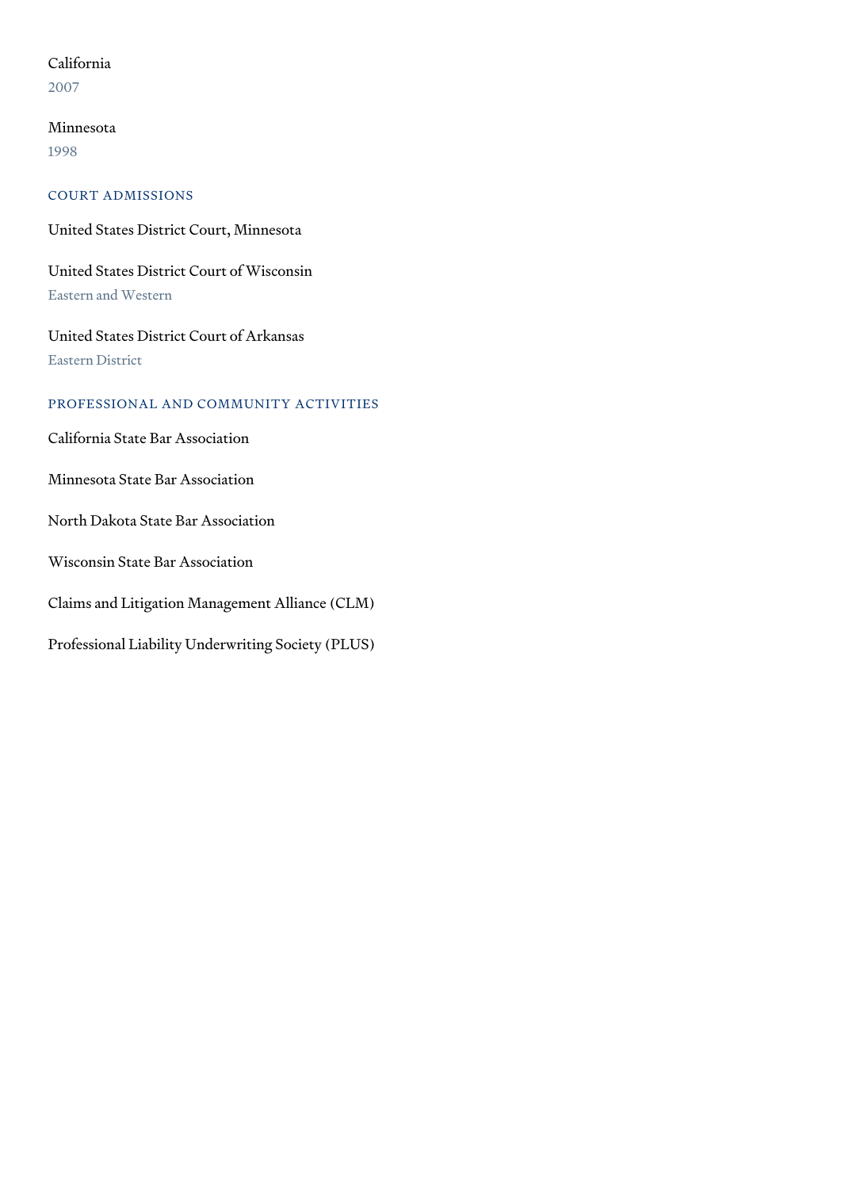California
2007

Minnesota
1998

## COURT ADMISSIONS

United States District Court, Minnesota

United States District Court of Wisconsin
Eastern and Western

United States District Court of Arkansas
Eastern District

## PROFESSIONAL AND COMMUNITY ACTIVITIES

California State Bar Association

Minnesota State Bar Association

North Dakota State Bar Association

Wisconsin State Bar Association

Claims and Litigation Management Alliance (CLM)

Professional Liability Underwriting Society (PLUS)